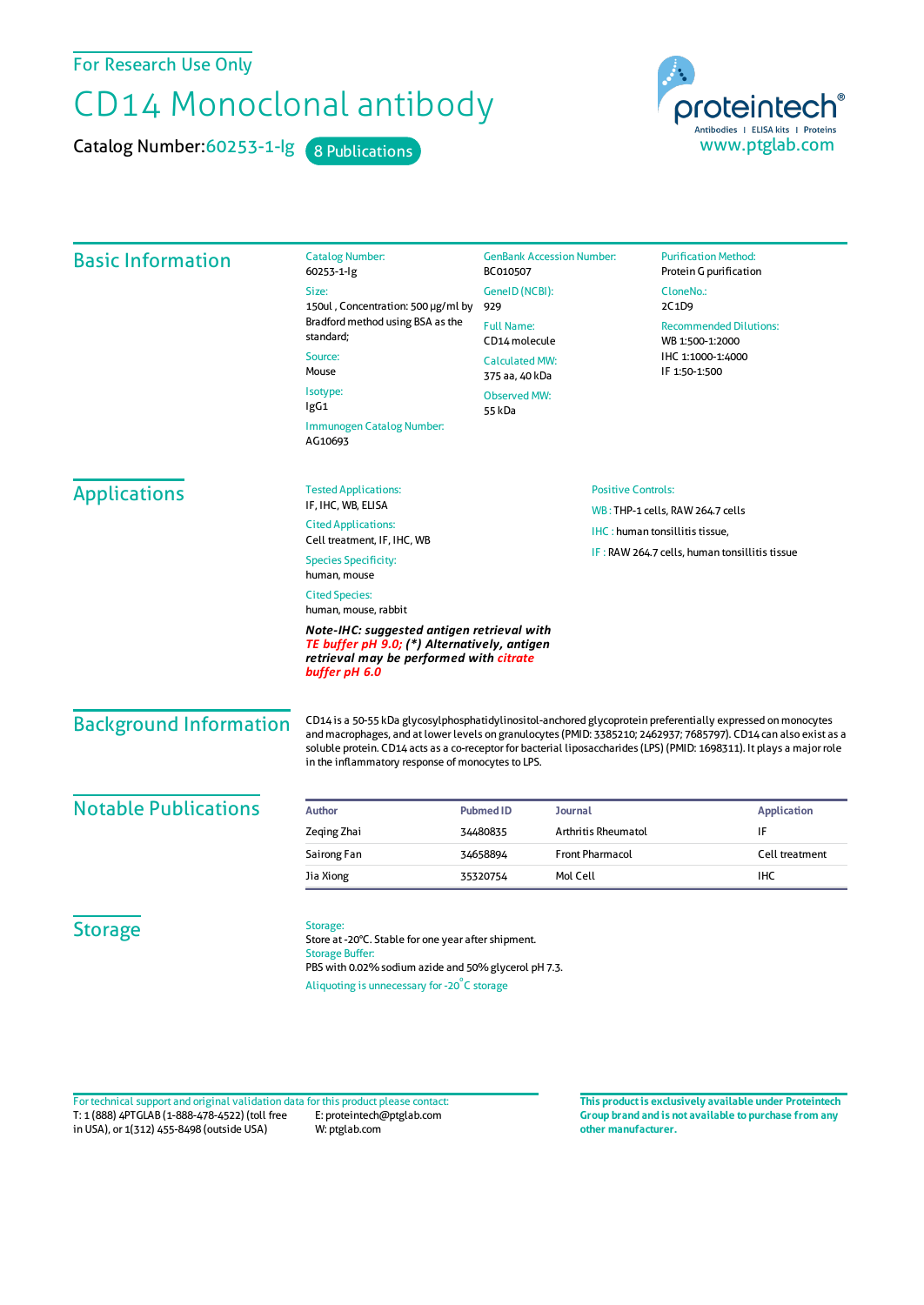For Research Use Only

# CD14 Monoclonal antibody

**Catalog Number:** 60253-1-Ig  8 Publications

proteintech®
Antibodies | ELISA kits | Proteins
www.ptglab.com

## Basic Information

**Catalog Number:**
60253-1-Ig

**Size:**
150ul , Concentration: 500 μg/ml by Bradford method using BSA as the standard;

**Source:**
Mouse

**Isotype:**
IgG1

**Immunogen Catalog Number:**
AG10693

**GenBank Accession Number:**
BC010507

**GeneID (NCBI):**
929

**Full Name:**
CD14 molecule

**Calculated MW:**
375 aa, 40 kDa

**Observed MW:**
55 kDa

**Purification Method:**
Protein G purification

**CloneNo.:**
2C1D9

**Recommended Dilutions:**
WB 1:500-1:2000
IHC 1:1000-1:4000
IF 1:50-1:500

## Applications

**Tested Applications:**
IF, IHC, WB, ELISA

**Cited Applications:**
Cell treatment, IF, IHC, WB

**Species Specificity:**
human, mouse

**Cited Species:**
human, mouse, rabbit

***Note-IHC: suggested antigen retrieval with TE buffer pH 9.0; (*) Alternatively, antigen retrieval may be performed with citrate buffer pH 6.0***

**Positive Controls:**

WB : THP-1 cells, RAW 264.7 cells

IHC : human tonsillitis tissue,

IF : RAW 264.7 cells, human tonsillitis tissue

## Background Information

CD14 is a 50-55 kDa glycosylphosphatidylinositol-anchored glycoprotein preferentially expressed on monocytes and macrophages, and at lower levels on granulocytes (PMID: 3385210; 2462937; 7685797). CD14 can also exist as a soluble protein. CD14 acts as a co-receptor for bacterial liposaccharides (LPS) (PMID: 1698311). It plays a major role in the inflammatory response of monocytes to LPS.

## Notable Publications

| Author | Pubmed ID | Journal | Application |
|---|---|---|---|
| Zeqing Zhai | 34480835 | Arthritis Rheumatol | IF |
| Sairong Fan | 34658894 | Front Pharmacol | Cell treatment |
| Jia Xiong | 35320754 | Mol Cell | IHC |

## Storage

**Storage:**
Store at -20°C. Stable for one year after shipment.

**Storage Buffer:**
PBS with 0.02% sodium azide and 50% glycerol pH 7.3.

Aliquoting is unnecessary for -20°C storage

For technical support and original validation data for this product please contact:
T: 1 (888) 4PTGLAB (1-888-478-4522) (toll free in USA), or 1(312) 455-8498 (outside USA)
E: proteintech@ptglab.com
W: ptglab.com

**This product is exclusively available under Proteintech Group brand and is not available to purchase from any other manufacturer.**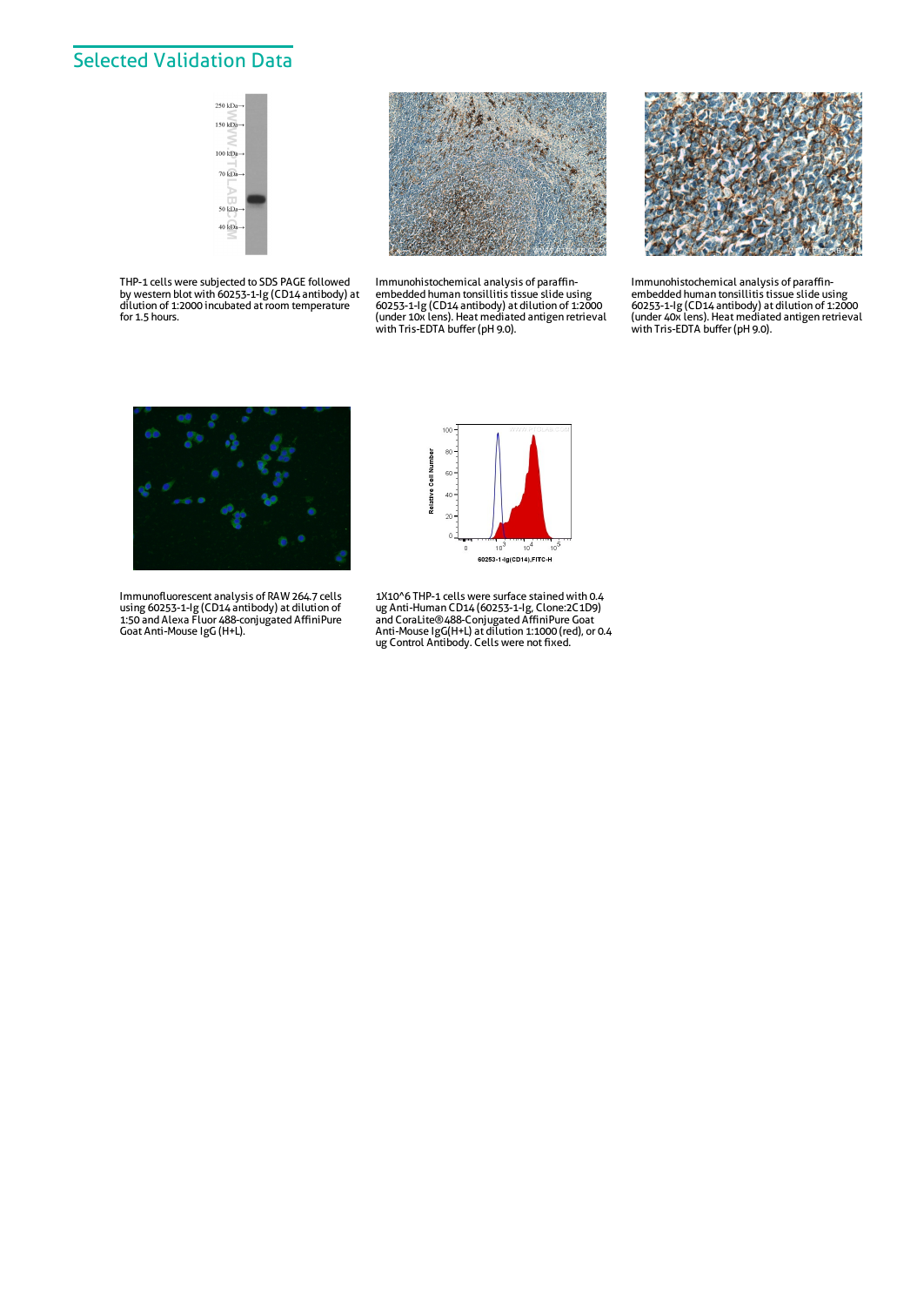## Selected Validation Data

250 kDa→
150 kDa→
100 kDa→
70 kDa→
50 kDa→
40 kDa→

THP-1 cells were subjected to SDS PAGE followed by western blot with 60253-1-Ig (CD14 antibody) at dilution of 1:2000 incubated at room temperature for 1.5 hours.

Immunohistochemical analysis of paraffin-embedded human tonsillitis tissue slide using 60253-1-Ig (CD14 antibody) at dilution of 1:2000 (under 10x lens). Heat mediated antigen retrieval with Tris-EDTA buffer (pH 9.0).

Immunohistochemical analysis of paraffin-embedded human tonsillitis tissue slide using 60253-1-Ig (CD14 antibody) at dilution of 1:2000 (under 40x lens). Heat mediated antigen retrieval with Tris-EDTA buffer (pH 9.0).

Immunofluorescent analysis of RAW 264.7 cells using 60253-1-Ig (CD14 antibody) at dilution of 1:50 and Alexa Fluor 488-conjugated AffiniPure Goat Anti-Mouse IgG (H+L).

Relative Cell Number
100
80
60
40
20
0
0
$10^3$
$10^4$
$10^5$
60253-1-Ig(CD14),FITC-H

1X10^6 THP-1 cells were surface stained with 0.4 ug Anti-Human CD14 (60253-1-Ig, Clone:2C1D9) and CoraLite®488-Conjugated AffiniPure Goat Anti-Mouse IgG(H+L) at dilution 1:1000 (red), or 0.4 ug Control Antibody. Cells were not fixed.